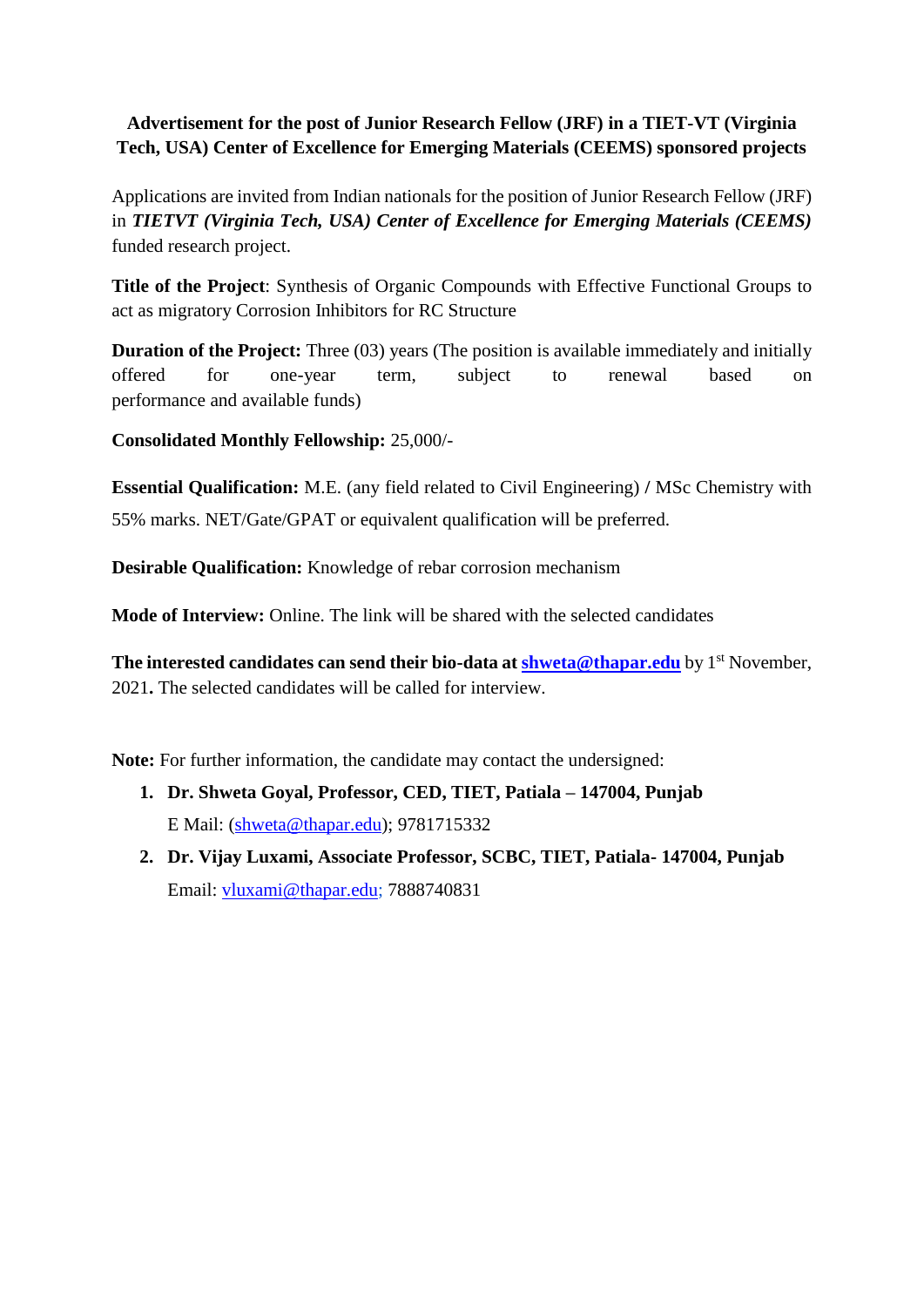**Advertisement for the post of Junior Research Fellow (JRF) in a TIET-VT (Virginia Tech, USA) Center of Excellence for Emerging Materials (CEEMS) sponsored projects**

Applications are invited from Indian nationals for the position of Junior Research Fellow (JRF) in ***TIETVT (Virginia Tech, USA) Center of Excellence for Emerging Materials (CEEMS)*** funded research project.

**Title of the Project**: Synthesis of Organic Compounds with Effective Functional Groups to act as migratory Corrosion Inhibitors for RC Structure

**Duration of the Project:** Three (03) years (The position is available immediately and initially offered for one-year term, subject to renewal based on performance and available funds)

**Consolidated Monthly Fellowship:** 25,000/-

**Essential Qualification:** M.E. (any field related to Civil Engineering) **/** MSc Chemistry with 55% marks. NET/Gate/GPAT or equivalent qualification will be preferred.

**Desirable Qualification:** Knowledge of rebar corrosion mechanism

**Mode of Interview:** Online. The link will be shared with the selected candidates

**The interested candidates can send their bio-data at [shweta@thapar.edu](mailto:shweta@thapar.edu)** by 1st November, 2021**.** The selected candidates will be called for interview.

**Note:** For further information, the candidate may contact the undersigned:

1. **Dr. Shweta Goyal, Professor, CED, TIET, Patiala – 147004, Punjab**
   E Mail: ([shweta@thapar.edu](mailto:shweta@thapar.edu)); 9781715332
2. **Dr. Vijay Luxami, Associate Professor, SCBC, TIET, Patiala- 147004, Punjab**
   Email: [vluxami@thapar.edu;](mailto:vluxami@thapar.edu) 7888740831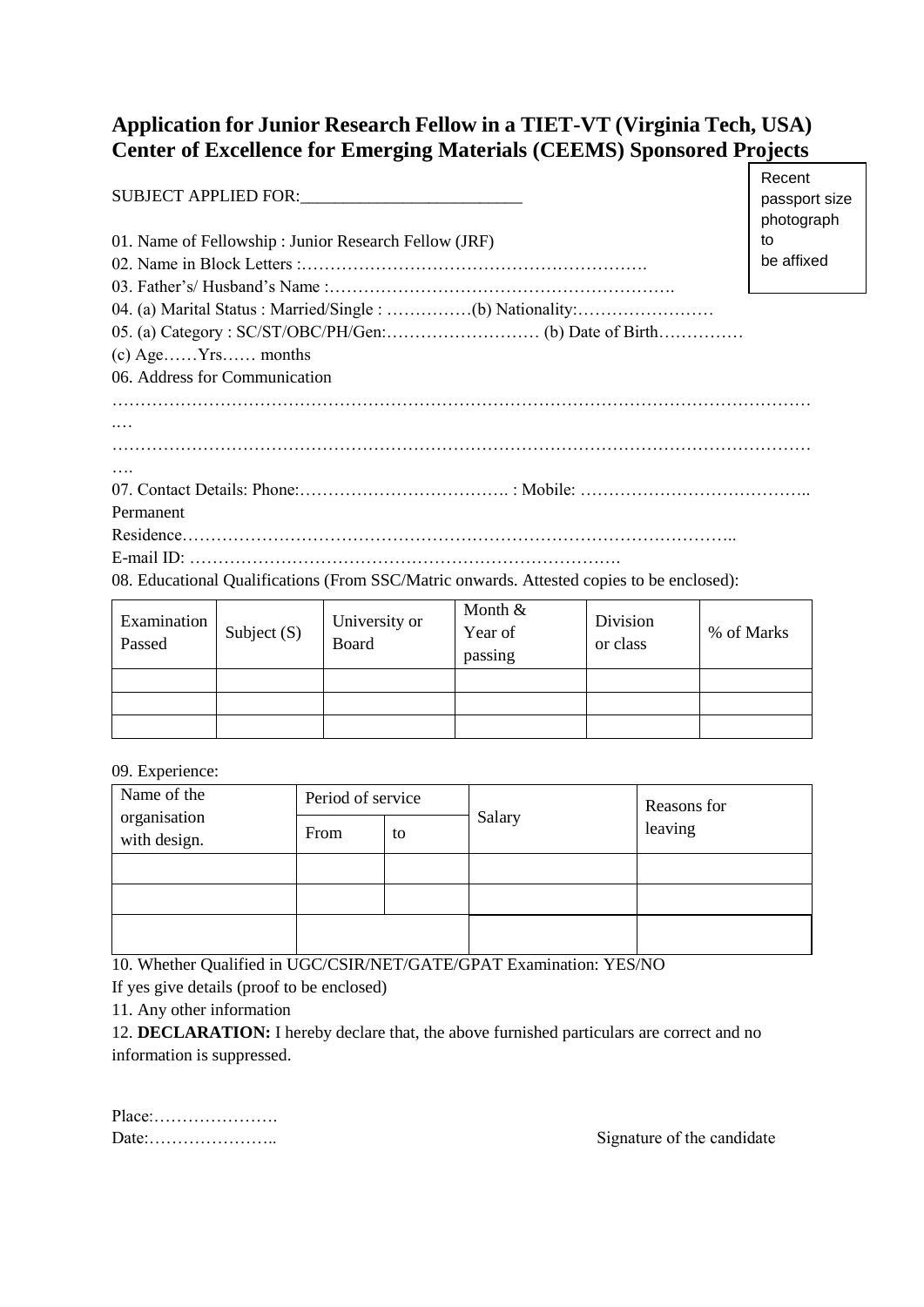# Application for Junior Research Fellow in a TIET-VT (Virginia Tech, USA) Center of Excellence for Emerging Materials (CEEMS) Sponsored Projects

Recent passport size photograph to be affixed

SUBJECT APPLIED FOR:_________________________

01. Name of Fellowship : Junior Research Fellow (JRF)
02. Name in Block Letters :…………………………………………………….
03. Father's/ Husband's Name :…………………………………………………….
04. (a) Marital Status : Married/Single : ……………(b) Nationality:……………………
05. (a) Category : SC/ST/OBC/PH/Gen:……………………… (b) Date of Birth……………
(c) Age……Yrs…… months
06. Address for Communication

…………………………………………………………………………………………………………….…

…………………………………………………………………………………………………………….

07. Contact Details: Phone:………………………………. : Mobile: ………………………………..
Permanent Residence……………………………………………………………………………………..
E-mail ID: ………………………………………………………………….
08. Educational Qualifications (From SSC/Matric onwards. Attested copies to be enclosed):

| Examination Passed | Subject (S) | University or Board | Month & Year of passing | Division or class | % of Marks |
|---|---|---|---|---|---|
| | | | | | |
| | | | | | |
| | | | | | |

09. Experience:

| Name of the organisation with design. | Period of service | | Salary | Reasons for leaving |
|---|---|---|---|---|
| | From | to | | |
| | | | | |
| | | | | |
| | | | | |

10. Whether Qualified in UGC/CSIR/NET/GATE/GPAT Examination: YES/NO
If yes give details (proof to be enclosed)
11. Any other information
12. **DECLARATION:** I hereby declare that, the above furnished particulars are correct and no information is suppressed.

Place:………………….
Date:…………………..

Signature of the candidate